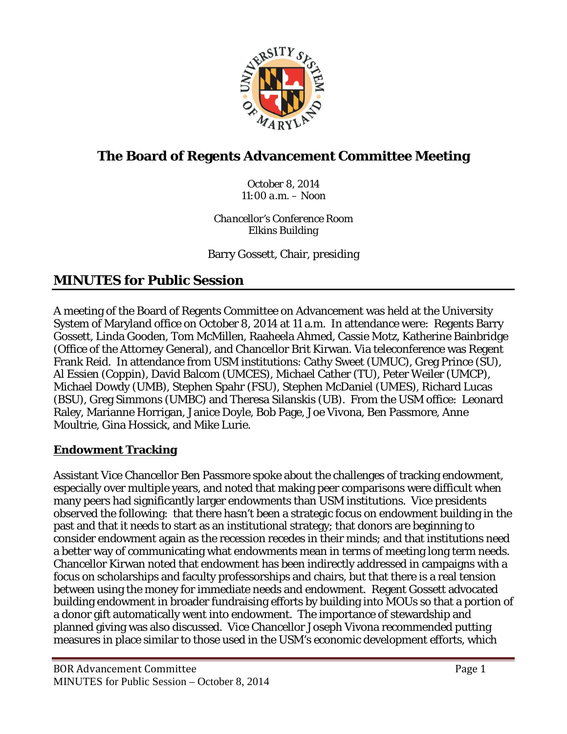# The Board of Regents Advancement Committee Meeting

*October 8, 2014*
*11:00 a.m. – Noon*

*Chancellor's Conference Room*
*Elkins Building*

Barry Gossett, Chair, presiding

## MINUTES for Public Session

A meeting of the Board of Regents Committee on Advancement was held at the University System of Maryland office on October 8, 2014 at 11 a.m. In attendance were: Regents Barry Gossett, Linda Gooden, Tom McMillen, Raaheela Ahmed, Cassie Motz, Katherine Bainbridge (Office of the Attorney General), and Chancellor Brit Kirwan. Via teleconference was Regent Frank Reid. In attendance from USM institutions: Cathy Sweet (UMUC), Greg Prince (SU), Al Essien (Coppin), David Balcom (UMCES), Michael Cather (TU), Peter Weiler (UMCP), Michael Dowdy (UMB), Stephen Spahr (FSU), Stephen McDaniel (UMES), Richard Lucas (BSU), Greg Simmons (UMBC) and Theresa Silanskis (UB). From the USM office: Leonard Raley, Marianne Horrigan, Janice Doyle, Bob Page, Joe Vivona, Ben Passmore, Anne Moultrie, Gina Hossick, and Mike Lurie.

### Endowment Tracking

Assistant Vice Chancellor Ben Passmore spoke about the challenges of tracking endowment, especially over multiple years, and noted that making peer comparisons were difficult when many peers had significantly larger endowments than USM institutions. Vice presidents observed the following: that there hasn't been a strategic focus on endowment building in the past and that it needs to start as an institutional strategy; that donors are beginning to consider endowment again as the recession recedes in their minds; and that institutions need a better way of communicating what endowments mean in terms of meeting long term needs. Chancellor Kirwan noted that endowment has been indirectly addressed in campaigns with a focus on scholarships and faculty professorships and chairs, but that there is a real tension between using the money for immediate needs and endowment. Regent Gossett advocated building endowment in broader fundraising efforts by building into MOUs so that a portion of a donor gift automatically went into endowment. The importance of stewardship and planned giving was also discussed. Vice Chancellor Joseph Vivona recommended putting measures in place similar to those used in the USM's economic development efforts, which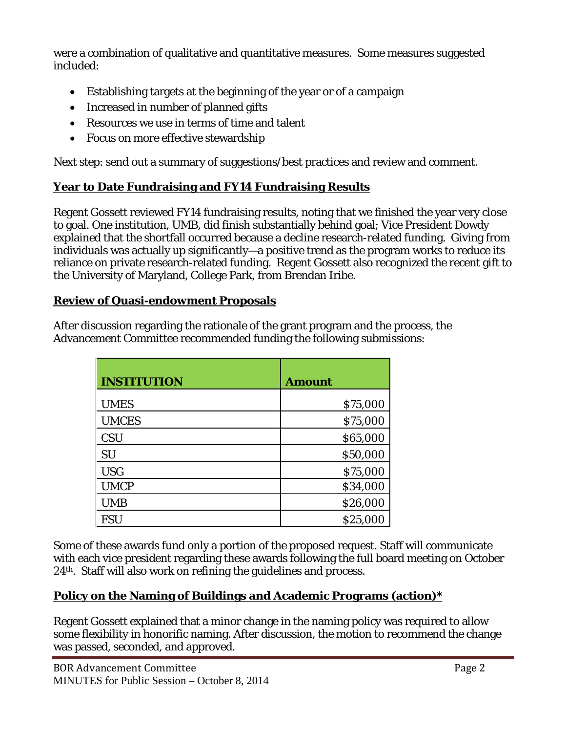were a combination of qualitative and quantitative measures. Some measures suggested included:

- Establishing targets at the beginning of the year or of a campaign
- Increased in number of planned gifts
- Resources we use in terms of time and talent
- Focus on more effective stewardship

Next step: send out a summary of suggestions/best practices and review and comment.

## Year to Date Fundraising and FY14 Fundraising Results

Regent Gossett reviewed FY14 fundraising results, noting that we finished the year very close to goal. One institution, UMB, did finish substantially behind goal; Vice President Dowdy explained that the shortfall occurred because a decline research-related funding. Giving from individuals was actually up significantly—a positive trend as the program works to reduce its reliance on private research-related funding. Regent Gossett also recognized the recent gift to the University of Maryland, College Park, from Brendan Iribe.

## Review of Quasi-endowment Proposals

After discussion regarding the rationale of the grant program and the process, the Advancement Committee recommended funding the following submissions:

| INSTITUTION | Amount |
|---|---:|
| UMES | $75,000 |
| UMCES | $75,000 |
| CSU | $65,000 |
| SU | $50,000 |
| USG | $75,000 |
| UMCP | $34,000 |
| UMB | $26,000 |
| FSU | $25,000 |

Some of these awards fund only a portion of the proposed request. Staff will communicate with each vice president regarding these awards following the full board meeting on October 24th. Staff will also work on refining the guidelines and process.

## Policy on the Naming of Buildings and Academic Programs (action)*

Regent Gossett explained that a minor change in the naming policy was required to allow some flexibility in honorific naming. After discussion, the motion to recommend the change was passed, seconded, and approved.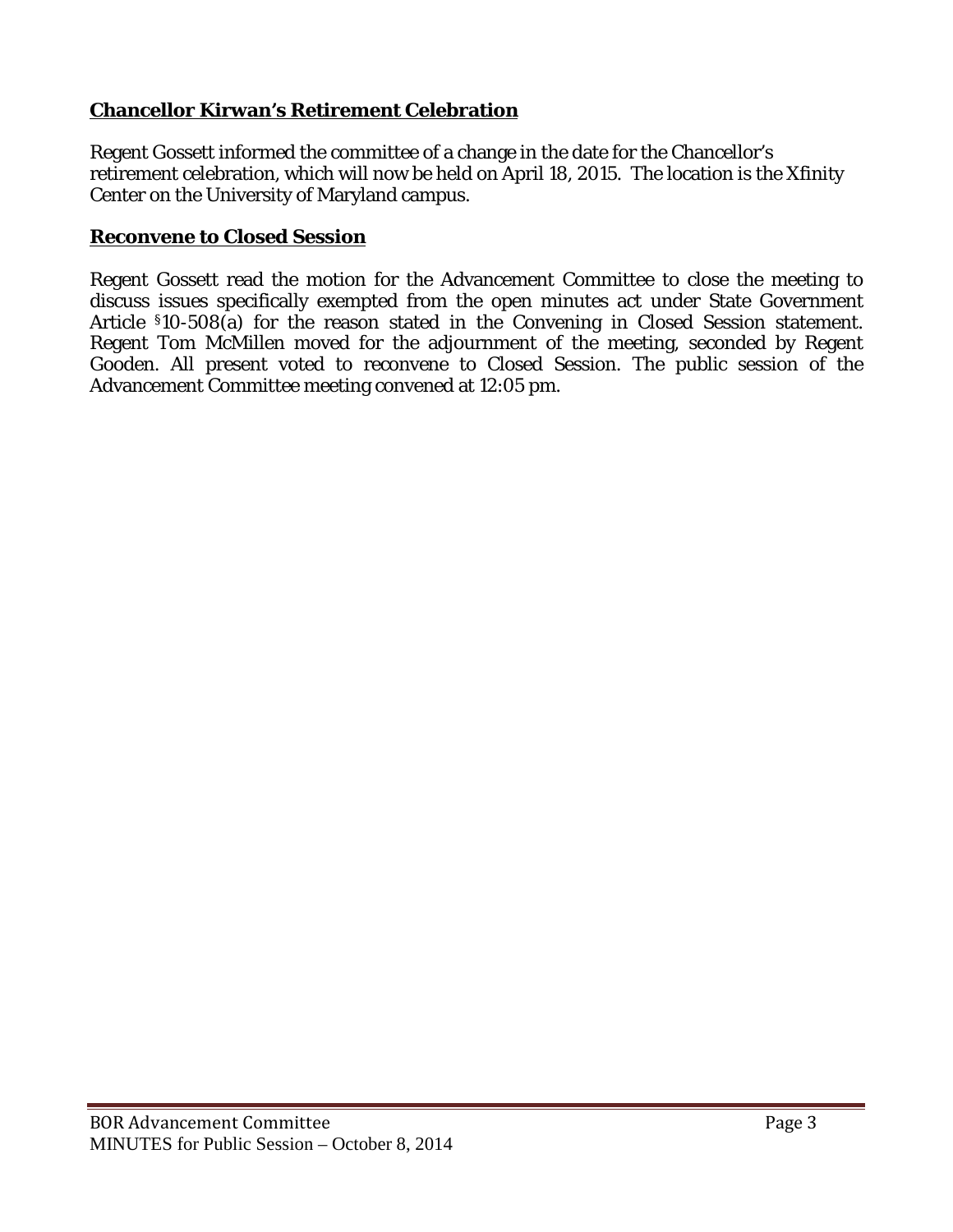## Chancellor Kirwan's Retirement Celebration

Regent Gossett informed the committee of a change in the date for the Chancellor's retirement celebration, which will now be held on April 18, 2015. The location is the Xfinity Center on the University of Maryland campus.

## Reconvene to Closed Session

Regent Gossett read the motion for the Advancement Committee to close the meeting to discuss issues specifically exempted from the open minutes act under State Government Article §10-508(a) for the reason stated in the Convening in Closed Session statement. Regent Tom McMillen moved for the adjournment of the meeting, seconded by Regent Gooden. All present voted to reconvene to Closed Session. The public session of the Advancement Committee meeting convened at 12:05 pm.